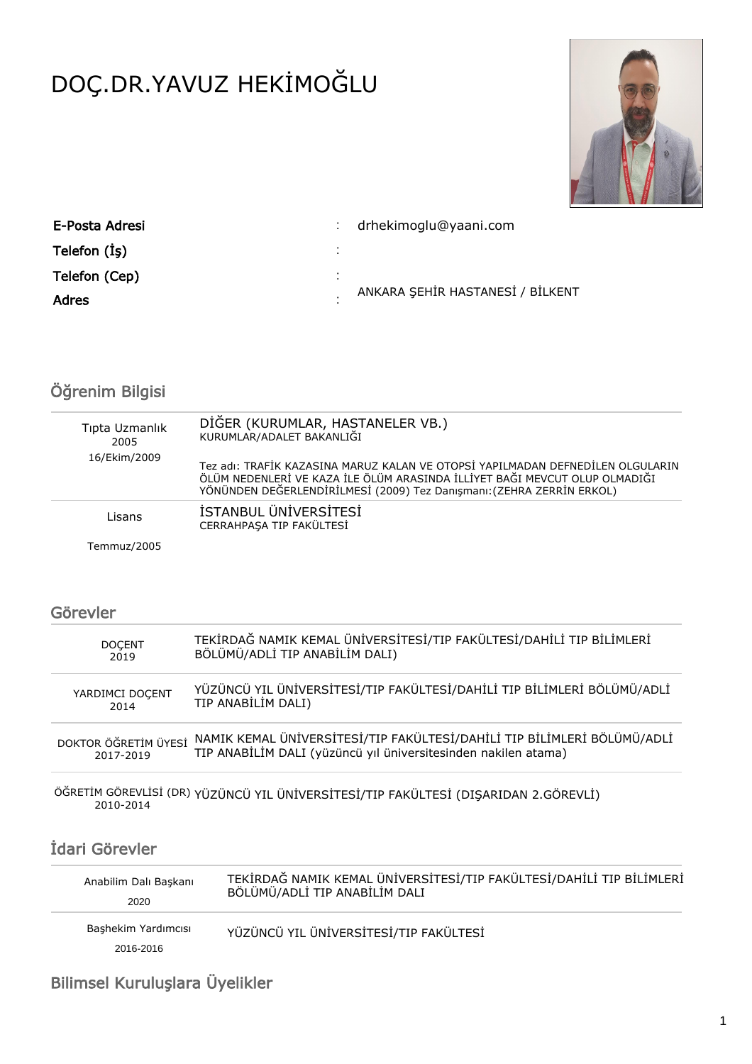# DOÇ.DR.YAVUZ HEKİMOĞLU

| | | |
|---|---|---|
| **E-Posta Adresi** | : | drhekimoglu@yaani.com |
| **Telefon (İş)** | : | |
| **Telefon (Cep)** | : | |
| **Adres** | : | ANKARA ŞEHİR HASTANESİ / BİLKENT |

## Öğrenim Bilgisi

| | |
|---|---|
| Tıpta Uzmanlık<br>2005<br>16/Ekim/2009 | DİĞER (KURUMLAR, HASTANELER VB.)<br>KURUMLAR/ADALET BAKANLIĞI<br><br>Tez adı: TRAFİK KAZASINA MARUZ KALAN VE OTOPSİ YAPILMADAN DEFNEDİLEN OLGULARIN ÖLÜM NEDENLERİ VE KAZA İLE ÖLÜM ARASINDA İLLİYET BAĞI MEVCUT OLUP OLMADIĞI YÖNÜNDEN DEĞERLENDİRİLMESİ (2009) Tez Danışmanı:(ZEHRA ZERRİN ERKOL) |
| Lisans<br>Temmuz/2005 | İSTANBUL ÜNİVERSİTESİ<br>CERRAHPAŞA TIP FAKÜLTESİ |

## Görevler

| | |
|---|---|
| DOÇENT<br>2019 | TEKİRDAĞ NAMIK KEMAL ÜNİVERSİTESİ/TIP FAKÜLTESİ/DAHİLİ TIP BİLİMLERİ BÖLÜMÜ/ADLİ TIP ANABİLİM DALI) |
| YARDIMCI DOÇENT<br>2014 | YÜZÜNCÜ YIL ÜNİVERSİTESİ/TIP FAKÜLTESİ/DAHİLİ TIP BİLİMLERİ BÖLÜMÜ/ADLİ TIP ANABİLİM DALI) |
| DOKTOR ÖĞRETİM ÜYESİ<br>2017-2019 | NAMIK KEMAL ÜNİVERSİTESİ/TIP FAKÜLTESİ/DAHİLİ TIP BİLİMLERİ BÖLÜMÜ/ADLİ TIP ANABİLİM DALI (yüzüncü yıl üniversitesinden nakilen atama) |
| ÖĞRETİM GÖREVLİSİ (DR)<br>2010-2014 | YÜZÜNCÜ YIL ÜNİVERSİTESİ/TIP FAKÜLTESİ (DIŞARIDAN 2.GÖREVLİ) |

## İdari Görevler

| | |
|---|---|
| Anabilim Dalı Başkanı<br>2020 | TEKİRDAĞ NAMIK KEMAL ÜNİVERSİTESİ/TIP FAKÜLTESİ/DAHİLİ TIP BİLİMLERİ BÖLÜMÜ/ADLİ TIP ANABİLİM DALI |
| Başhekim Yardımcısı<br>2016-2016 | YÜZÜNCÜ YIL ÜNİVERSİTESİ/TIP FAKÜLTESİ |

## Bilimsel Kuruluşlara Üyelikler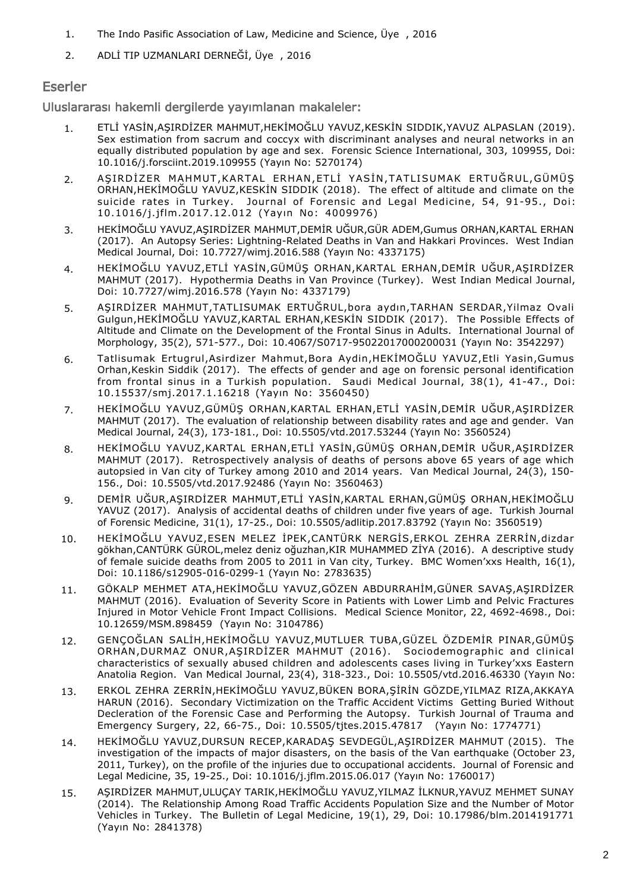1. The Indo Pasific Association of Law, Medicine and Science, Üye , 2016
2. ADLİ TIP UZMANLARI DERNEĞİ, Üye , 2016

## Eserler

### Uluslararası hakemli dergilerde yayımlanan makaleler:

1. ETLİ YASİN,AŞIRDİZER MAHMUT,HEKİMOĞLU YAVUZ,KESKİN SIDDIK,YAVUZ ALPASLAN (2019). Sex estimation from sacrum and coccyx with discriminant analyses and neural networks in an equally distributed population by age and sex. Forensic Science International, 303, 109955, Doi: 10.1016/j.forsciint.2019.109955 (Yayın No: 5270174)
2. AŞIRDİZER MAHMUT,KARTAL ERHAN,ETLİ YASİN,TATLISUMAK ERTUĞRUL,GÜMÜŞ ORHAN,HEKİMOĞLU YAVUZ,KESKİN SIDDIK (2018). The effect of altitude and climate on the suicide rates in Turkey. Journal of Forensic and Legal Medicine, 54, 91-95., Doi: 10.1016/j.jflm.2017.12.012 (Yayın No: 4009976)
3. HEKİMOĞLU YAVUZ,AŞIRDİZER MAHMUT,DEMİR UĞUR,GÜR ADEM,Gumus ORHAN,KARTAL ERHAN (2017). An Autopsy Series: Lightning-Related Deaths in Van and Hakkari Provinces. West Indian Medical Journal, Doi: 10.7727/wimj.2016.588 (Yayın No: 4337175)
4. HEKİMOĞLU YAVUZ,ETLİ YASİN,GÜMÜŞ ORHAN,KARTAL ERHAN,DEMİR UĞUR,AŞIRDİZER MAHMUT (2017). Hypothermia Deaths in Van Province (Turkey). West Indian Medical Journal, Doi: 10.7727/wimj.2016.578 (Yayın No: 4337179)
5. AŞIRDİZER MAHMUT,TATLISUMAK ERTUĞRUL,bora aydın,TARHAN SERDAR,Yilmaz Ovali Gulgun,HEKİMOĞLU YAVUZ,KARTAL ERHAN,KESKİN SIDDIK (2017). The Possible Effects of Altitude and Climate on the Development of the Frontal Sinus in Adults. International Journal of Morphology, 35(2), 571-577., Doi: 10.4067/S0717-95022017000200031 (Yayın No: 3542297)
6. Tatlisumak Ertugrul,Asirdizer Mahmut,Bora Aydin,HEKİMOĞLU YAVUZ,Etli Yasin,Gumus Orhan,Keskin Siddik (2017). The effects of gender and age on forensic personal identification from frontal sinus in a Turkish population. Saudi Medical Journal, 38(1), 41-47., Doi: 10.15537/smj.2017.1.16218 (Yayın No: 3560450)
7. HEKİMOĞLU YAVUZ,GÜMÜŞ ORHAN,KARTAL ERHAN,ETLİ YASİN,DEMİR UĞUR,AŞIRDİZER MAHMUT (2017). The evaluation of relationship between disability rates and age and gender. Van Medical Journal, 24(3), 173-181., Doi: 10.5505/vtd.2017.53244 (Yayın No: 3560524)
8. HEKİMOĞLU YAVUZ,KARTAL ERHAN,ETLİ YASİN,GÜMÜŞ ORHAN,DEMİR UĞUR,AŞIRDİZER MAHMUT (2017). Retrospectively analysis of deaths of persons above 65 years of age which autopsied in Van city of Turkey among 2010 and 2014 years. Van Medical Journal, 24(3), 150-156., Doi: 10.5505/vtd.2017.92486 (Yayın No: 3560463)
9. DEMİR UĞUR,AŞIRDİZER MAHMUT,ETLİ YASİN,KARTAL ERHAN,GÜMÜŞ ORHAN,HEKİMOĞLU YAVUZ (2017). Analysis of accidental deaths of children under five years of age. Turkish Journal of Forensic Medicine, 31(1), 17-25., Doi: 10.5505/adlitip.2017.83792 (Yayın No: 3560519)
10. HEKİMOĞLU YAVUZ,ESEN MELEZ İPEK,CANTÜRK NERGİS,ERKOL ZEHRA ZERRİN,dizdar gökhan,CANTÜRK GÜROL,melez deniz oğuzhan,KIR MUHAMMED ZİYA (2016). A descriptive study of female suicide deaths from 2005 to 2011 in Van city, Turkey. BMC Women'xxs Health, 16(1), Doi: 10.1186/s12905-016-0299-1 (Yayın No: 2783635)
11. GÖKALP MEHMET ATA,HEKİMOĞLU YAVUZ,GÖZEN ABDURRAHİM,GÜNER SAVAŞ,AŞIRDİZER MAHMUT (2016). Evaluation of Severity Score in Patients with Lower Limb and Pelvic Fractures Injured in Motor Vehicle Front Impact Collisions. Medical Science Monitor, 22, 4692-4698., Doi: 10.12659/MSM.898459 (Yayın No: 3104786)
12. GENÇOĞLAN SALİH,HEKİMOĞLU YAVUZ,MUTLUER TUBA,GÜZEL ÖZDEMİR PINAR,GÜMÜŞ ORHAN,DURMAZ ONUR,AŞIRDİZER MAHMUT (2016). Sociodemographic and clinical characteristics of sexually abused children and adolescents cases living in Turkey'xxs Eastern Anatolia Region. Van Medical Journal, 23(4), 318-323., Doi: 10.5505/vtd.2016.46330 (Yayın No:
13. ERKOL ZEHRA ZERRİN,HEKİMOĞLU YAVUZ,BÜKEN BORA,ŞİRİN GÖZDE,YILMAZ RIZA,AKKAYA HARUN (2016). Secondary Victimization on the Traffic Accident Victims Getting Buried Without Decleration of the Forensic Case and Performing the Autopsy. Turkish Journal of Trauma and Emergency Surgery, 22, 66-75., Doi: 10.5505/tjtes.2015.47817 (Yayın No: 1774771)
14. HEKİMOĞLU YAVUZ,DURSUN RECEP,KARADAŞ SEVDEGÜL,AŞIRDİZER MAHMUT (2015). The investigation of the impacts of major disasters, on the basis of the Van earthquake (October 23, 2011, Turkey), on the profile of the injuries due to occupational accidents. Journal of Forensic and Legal Medicine, 35, 19-25., Doi: 10.1016/j.jflm.2015.06.017 (Yayın No: 1760017)
15. AŞIRDİZER MAHMUT,ULUÇAY TARIK,HEKİMOĞLU YAVUZ,YILMAZ İLKNUR,YAVUZ MEHMET SUNAY (2014). The Relationship Among Road Traffic Accidents Population Size and the Number of Motor Vehicles in Turkey. The Bulletin of Legal Medicine, 19(1), 29, Doi: 10.17986/blm.2014191771 (Yayın No: 2841378)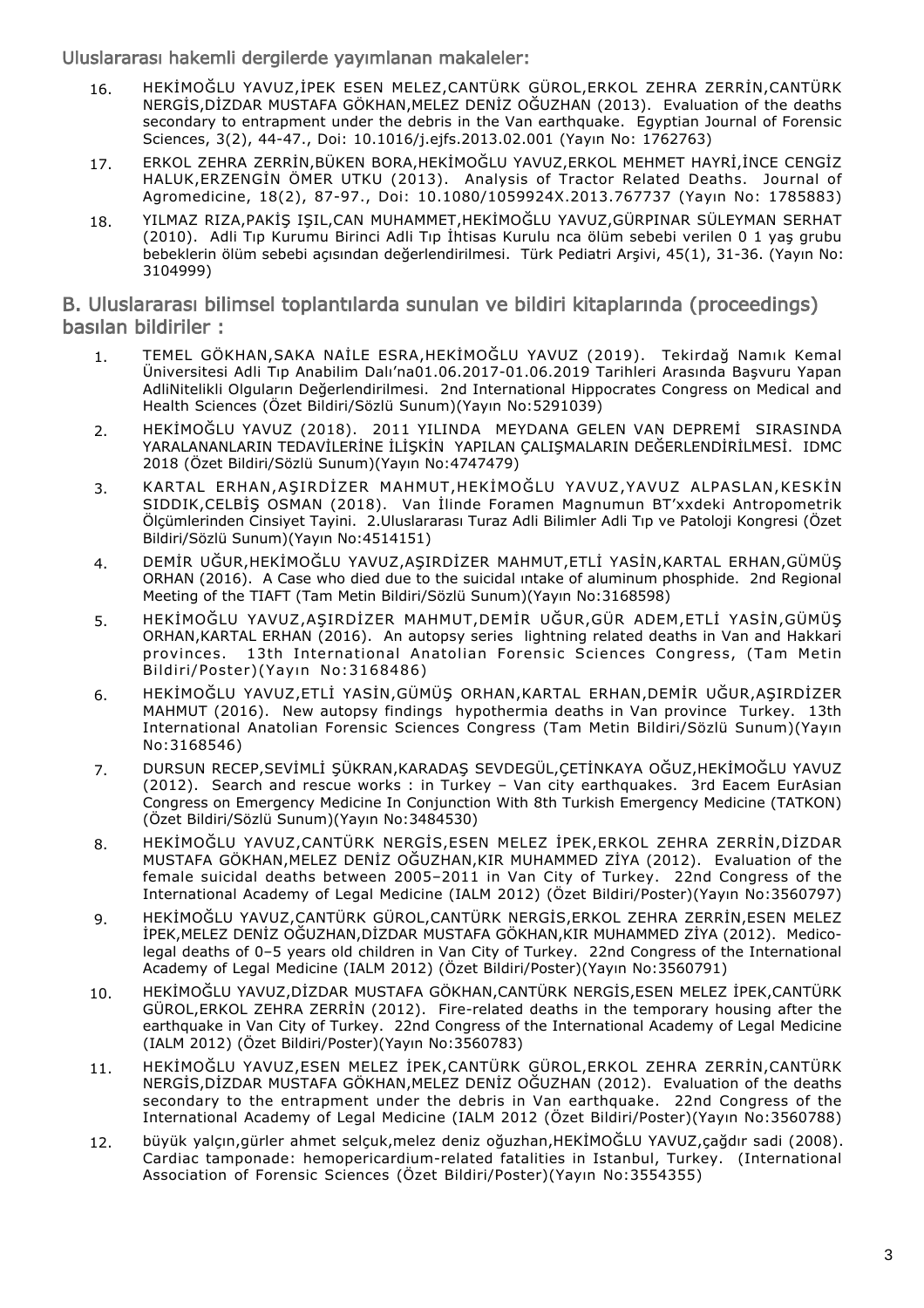Uluslararası hakemli dergilerde yayımlanan makaleler:

16. HEKİMOĞLU YAVUZ,İPEK ESEN MELEZ,CANTÜRK GÜROL,ERKOL ZEHRA ZERRİN,CANTÜRK NERGİS,DİZDAR MUSTAFA GÖKHAN,MELEZ DENİZ OĞUZHAN (2013). Evaluation of the deaths secondary to entrapment under the debris in the Van earthquake. Egyptian Journal of Forensic Sciences, 3(2), 44-47., Doi: 10.1016/j.ejfs.2013.02.001 (Yayın No: 1762763)
17. ERKOL ZEHRA ZERRİN,BÜKEN BORA,HEKİMOĞLU YAVUZ,ERKOL MEHMET HAYRİ,İNCE CENGİZ HALUK,ERZENGİN ÖMER UTKU (2013). Analysis of Tractor Related Deaths. Journal of Agromedicine, 18(2), 87-97., Doi: 10.1080/1059924X.2013.767737 (Yayın No: 1785883)
18. YILMAZ RIZA,PAKİŞ IŞIL,CAN MUHAMMET,HEKİMOĞLU YAVUZ,GÜRPINAR SÜLEYMAN SERHAT (2010). Adli Tıp Kurumu Birinci Adli Tıp İhtisas Kurulu nca ölüm sebebi verilen 0 1 yaş grubu bebeklerin ölüm sebebi açısından değerlendirilmesi. Türk Pediatri Arşivi, 45(1), 31-36. (Yayın No: 3104999)

## B. Uluslararası bilimsel toplantılarda sunulan ve bildiri kitaplarında (proceedings) basılan bildiriler :

1. TEMEL GÖKHAN,SAKA NAİLE ESRA,HEKİMOĞLU YAVUZ (2019). Tekirdağ Namık Kemal Üniversitesi Adli Tıp Anabilim Dalı'na01.06.2017-01.06.2019 Tarihleri Arasında Başvuru Yapan AdliNitelikli Olguların Değerlendirilmesi. 2nd International Hippocrates Congress on Medical and Health Sciences (Özet Bildiri/Sözlü Sunum)(Yayın No:5291039)
2. HEKİMOĞLU YAVUZ (2018). 2011 YILINDA MEYDANA GELEN VAN DEPREMİ SIRASINDA YARALANANLARIN TEDAVİLERİNE İLİŞKİN YAPILAN ÇALIŞMALARIN DEĞERLENDİRİLMESİ. IDMC 2018 (Özet Bildiri/Sözlü Sunum)(Yayın No:4747479)
3. KARTAL ERHAN,AŞIRDİZER MAHMUT,HEKİMOĞLU YAVUZ,YAVUZ ALPASLAN,KESKİN SIDDIK,CELBİŞ OSMAN (2018). Van İlinde Foramen Magnumun BT'xxdeki Antropometrik Ölçümlerinden Cinsiyet Tayini. 2.Uluslararası Turaz Adli Bilimler Adli Tıp ve Patoloji Kongresi (Özet Bildiri/Sözlü Sunum)(Yayın No:4514151)
4. DEMİR UĞUR,HEKİMOĞLU YAVUZ,AŞIRDİZER MAHMUT,ETLİ YASİN,KARTAL ERHAN,GÜMÜŞ ORHAN (2016). A Case who died due to the suicidal ıntake of aluminum phosphide. 2nd Regional Meeting of the TIAFT (Tam Metin Bildiri/Sözlü Sunum)(Yayın No:3168598)
5. HEKİMOĞLU YAVUZ,AŞIRDİZER MAHMUT,DEMİR UĞUR,GÜR ADEM,ETLİ YASİN,GÜMÜŞ ORHAN,KARTAL ERHAN (2016). An autopsy series lightning related deaths in Van and Hakkari provinces. 13th International Anatolian Forensic Sciences Congress, (Tam Metin Bildiri/Poster)(Yayın No:3168486)
6. HEKİMOĞLU YAVUZ,ETLİ YASİN,GÜMÜŞ ORHAN,KARTAL ERHAN,DEMİR UĞUR,AŞIRDİZER MAHMUT (2016). New autopsy findings hypothermia deaths in Van province Turkey. 13th International Anatolian Forensic Sciences Congress (Tam Metin Bildiri/Sözlü Sunum)(Yayın No:3168546)
7. DURSUN RECEP,SEVİMLİ ŞÜKRAN,KARADAŞ SEVDEGÜL,ÇETİNKAYA OĞUZ,HEKİMOĞLU YAVUZ (2012). Search and rescue works : in Turkey – Van city earthquakes. 3rd Eacem EurAsian Congress on Emergency Medicine In Conjunction With 8th Turkish Emergency Medicine (TATKON) (Özet Bildiri/Sözlü Sunum)(Yayın No:3484530)
8. HEKİMOĞLU YAVUZ,CANTÜRK NERGİS,ESEN MELEZ İPEK,ERKOL ZEHRA ZERRİN,DİZDAR MUSTAFA GÖKHAN,MELEZ DENİZ OĞUZHAN,KIR MUHAMMED ZİYA (2012). Evaluation of the female suicidal deaths between 2005–2011 in Van City of Turkey. 22nd Congress of the International Academy of Legal Medicine (IALM 2012) (Özet Bildiri/Poster)(Yayın No:3560797)
9. HEKİMOĞLU YAVUZ,CANTÜRK GÜROL,CANTÜRK NERGİS,ERKOL ZEHRA ZERRİN,ESEN MELEZ İPEK,MELEZ DENİZ OĞUZHAN,DİZDAR MUSTAFA GÖKHAN,KIR MUHAMMED ZİYA (2012). Medico-legal deaths of 0–5 years old children in Van City of Turkey. 22nd Congress of the International Academy of Legal Medicine (IALM 2012) (Özet Bildiri/Poster)(Yayın No:3560791)
10. HEKİMOĞLU YAVUZ,DİZDAR MUSTAFA GÖKHAN,CANTÜRK NERGİS,ESEN MELEZ İPEK,CANTÜRK GÜROL,ERKOL ZEHRA ZERRİN (2012). Fire-related deaths in the temporary housing after the earthquake in Van City of Turkey. 22nd Congress of the International Academy of Legal Medicine (IALM 2012) (Özet Bildiri/Poster)(Yayın No:3560783)
11. HEKİMOĞLU YAVUZ,ESEN MELEZ İPEK,CANTÜRK GÜROL,ERKOL ZEHRA ZERRİN,CANTÜRK NERGİS,DİZDAR MUSTAFA GÖKHAN,MELEZ DENİZ OĞUZHAN (2012). Evaluation of the deaths secondary to the entrapment under the debris in Van earthquake. 22nd Congress of the International Academy of Legal Medicine (IALM 2012 (Özet Bildiri/Poster)(Yayın No:3560788)
12. büyük yalçın,gürler ahmet selçuk,melez deniz oğuzhan,HEKİMOĞLU YAVUZ,çağdır sadi (2008). Cardiac tamponade: hemopericardium-related fatalities in Istanbul, Turkey. (International Association of Forensic Sciences (Özet Bildiri/Poster)(Yayın No:3554355)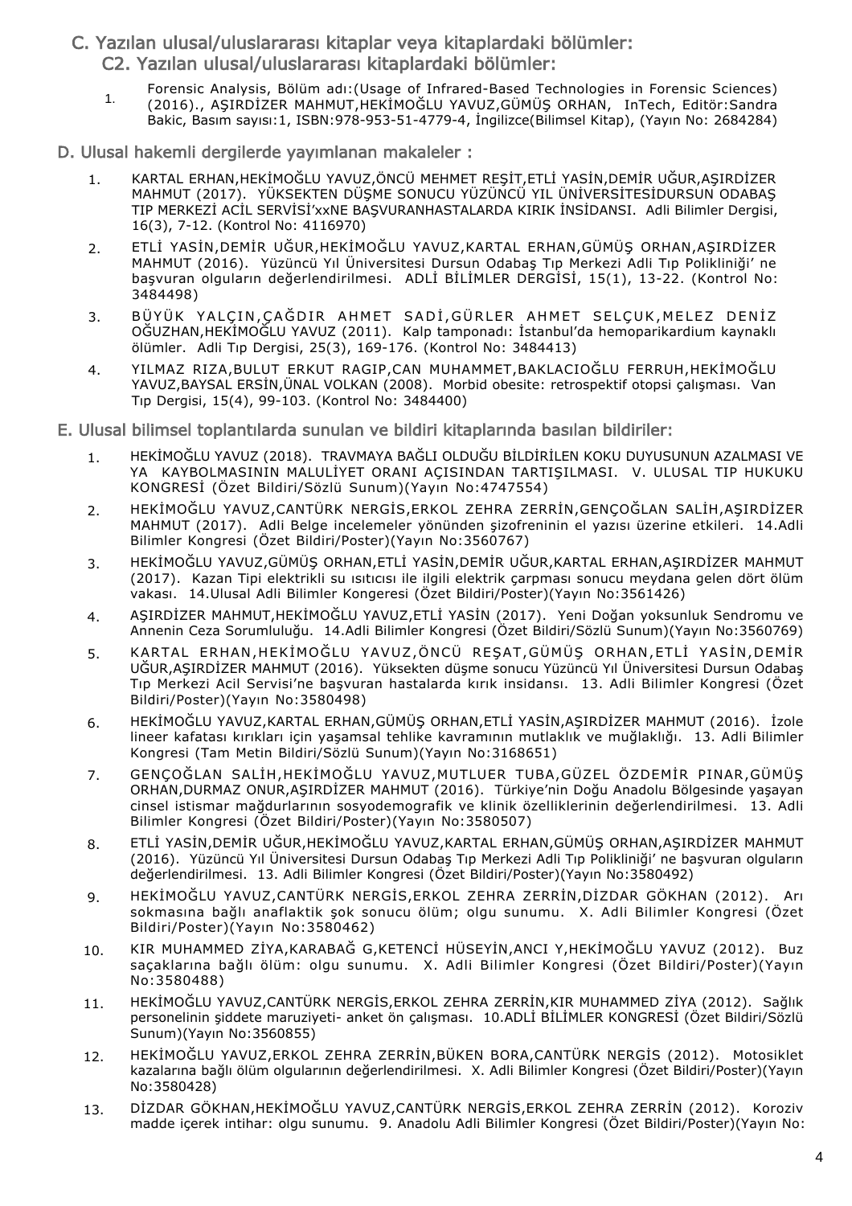## C. Yazılan ulusal/uluslararası kitaplar veya kitaplardaki bölümler:

### C2. Yazılan ulusal/uluslararası kitaplardaki bölümler:

1. Forensic Analysis, Bölüm adı:(Usage of Infrared-Based Technologies in Forensic Sciences) (2016)., AŞIRDİZER MAHMUT,HEKİMOĞLU YAVUZ,GÜMÜŞ ORHAN, InTech, Editör:Sandra Bakic, Basım sayısı:1, ISBN:978-953-51-4779-4, İngilizce(Bilimsel Kitap), (Yayın No: 2684284)

## D. Ulusal hakemli dergilerde yayımlanan makaleler :

1. KARTAL ERHAN,HEKİMOĞLU YAVUZ,ÖNCÜ MEHMET REŞİT,ETLİ YASİN,DEMİR UĞUR,AŞIRDİZER MAHMUT (2017). YÜKSEKTEN DÜŞME SONUCU YÜZÜNCÜ YIL ÜNİVERSİTESİDURSUN ODABAŞ TIP MERKEZİ ACİL SERVİSİ'xxNE BAŞVURANHASTALARDA KIRIK İNSİDANSI. Adli Bilimler Dergisi, 16(3), 7-12. (Kontrol No: 4116970)
2. ETLİ YASİN,DEMİR UĞUR,HEKİMOĞLU YAVUZ,KARTAL ERHAN,GÜMÜŞ ORHAN,AŞIRDİZER MAHMUT (2016). Yüzüncü Yıl Üniversitesi Dursun Odabaş Tıp Merkezi Adli Tıp Polikliniği' ne başvuran olguların değerlendirilmesi. ADLİ BİLİMLER DERGİSİ, 15(1), 13-22. (Kontrol No: 3484498)
3. BÜYÜK YALÇIN,ÇAĞDIR AHMET SADİ,GÜRLER AHMET SELÇUK,MELEZ DENİZ OĞUZHAN,HEKİMOĞLU YAVUZ (2011). Kalp tamponadı: İstanbul'da hemoparikardium kaynaklı ölümler. Adli Tıp Dergisi, 25(3), 169-176. (Kontrol No: 3484413)
4. YILMAZ RIZA,BULUT ERKUT RAGIP,CAN MUHAMMET,BAKLACIOĞLU FERRUH,HEKİMOĞLU YAVUZ,BAYSAL ERSİN,ÜNAL VOLKAN (2008). Morbid obesite: retrospektif otopsi çalışması. Van Tıp Dergisi, 15(4), 99-103. (Kontrol No: 3484400)

## E. Ulusal bilimsel toplantılarda sunulan ve bildiri kitaplarında basılan bildiriler:

1. HEKİMOĞLU YAVUZ (2018). TRAVMAYA BAĞLI OLDUĞU BİLDİRİLEN KOKU DUYUSUNUN AZALMASI VE YA KAYBOLMASININ MALULİYET ORANI AÇISINDAN TARTIŞILMASI. V. ULUSAL TIP HUKUKU KONGRESİ (Özet Bildiri/Sözlü Sunum)(Yayın No:4747554)
2. HEKİMOĞLU YAVUZ,CANTÜRK NERGİS,ERKOL ZEHRA ZERRİN,GENÇOĞLAN SALİH,AŞIRDİZER MAHMUT (2017). Adli Belge incelemeler yönünden şizofreninin el yazısı üzerine etkileri. 14.Adli Bilimler Kongresi (Özet Bildiri/Poster)(Yayın No:3560767)
3. HEKİMOĞLU YAVUZ,GÜMÜŞ ORHAN,ETLİ YASİN,DEMİR UĞUR,KARTAL ERHAN,AŞIRDİZER MAHMUT (2017). Kazan Tipi elektrikli su ısıtıcısı ile ilgili elektrik çarpması sonucu meydana gelen dört ölüm vakası. 14.Ulusal Adli Bilimler Kongeresi (Özet Bildiri/Poster)(Yayın No:3561426)
4. AŞIRDİZER MAHMUT,HEKİMOĞLU YAVUZ,ETLİ YASİN (2017). Yeni Doğan yoksunluk Sendromu ve Annenin Ceza Sorumluluğu. 14.Adli Bilimler Kongresi (Özet Bildiri/Sözlü Sunum)(Yayın No:3560769)
5. KARTAL ERHAN,HEKİMOĞLU YAVUZ,ÖNCÜ REŞAT,GÜMÜŞ ORHAN,ETLİ YASİN,DEMİR UĞUR,AŞIRDİZER MAHMUT (2016). Yüksekten düşme sonucu Yüzüncü Yıl Üniversitesi Dursun Odabaş Tıp Merkezi Acil Servisi'ne başvuran hastalarda kırık insidansı. 13. Adli Bilimler Kongresi (Özet Bildiri/Poster)(Yayın No:3580498)
6. HEKİMOĞLU YAVUZ,KARTAL ERHAN,GÜMÜŞ ORHAN,ETLİ YASİN,AŞIRDİZER MAHMUT (2016). İzole lineer kafatası kırıkları için yaşamsal tehlike kavramının mutlaklık ve muğlaklığı. 13. Adli Bilimler Kongresi (Tam Metin Bildiri/Sözlü Sunum)(Yayın No:3168651)
7. GENÇOĞLAN SALİH,HEKİMOĞLU YAVUZ,MUTLUER TUBA,GÜZEL ÖZDEMİR PINAR,GÜMÜŞ ORHAN,DURMAZ ONUR,AŞIRDİZER MAHMUT (2016). Türkiye'nin Doğu Anadolu Bölgesinde yaşayan cinsel istismar mağdurlarının sosyodemografik ve klinik özelliklerinin değerlendirilmesi. 13. Adli Bilimler Kongresi (Özet Bildiri/Poster)(Yayın No:3580507)
8. ETLİ YASİN,DEMİR UĞUR,HEKİMOĞLU YAVUZ,KARTAL ERHAN,GÜMÜŞ ORHAN,AŞIRDİZER MAHMUT (2016). Yüzüncü Yıl Üniversitesi Dursun Odabaş Tıp Merkezi Adli Tıp Polikliniği' ne başvuran olguların değerlendirilmesi. 13. Adli Bilimler Kongresi (Özet Bildiri/Poster)(Yayın No:3580492)
9. HEKİMOĞLU YAVUZ,CANTÜRK NERGİS,ERKOL ZEHRA ZERRİN,DİZDAR GÖKHAN (2012). Arı sokmasına bağlı anaflaktik şok sonucu ölüm; olgu sunumu. X. Adli Bilimler Kongresi (Özet Bildiri/Poster)(Yayın No:3580462)
10. KIR MUHAMMED ZİYA,KARABAĞ G,KETENCİ HÜSEYİN,ANCI Y,HEKİMOĞLU YAVUZ (2012). Buz saçaklarına bağlı ölüm: olgu sunumu. X. Adli Bilimler Kongresi (Özet Bildiri/Poster)(Yayın No:3580488)
11. HEKİMOĞLU YAVUZ,CANTÜRK NERGİS,ERKOL ZEHRA ZERRİN,KIR MUHAMMED ZİYA (2012). Sağlık personelinin şiddete maruziyeti- anket ön çalışması. 10.ADLİ BİLİMLER KONGRESİ (Özet Bildiri/Sözlü Sunum)(Yayın No:3560855)
12. HEKİMOĞLU YAVUZ,ERKOL ZEHRA ZERRİN,BÜKEN BORA,CANTÜRK NERGİS (2012). Motosiklet kazalarına bağlı ölüm olgularının değerlendirilmesi. X. Adli Bilimler Kongresi (Özet Bildiri/Poster)(Yayın No:3580428)
13. DİZDAR GÖKHAN,HEKİMOĞLU YAVUZ,CANTÜRK NERGİS,ERKOL ZEHRA ZERRİN (2012). Koroziv madde içerek intihar: olgu sunumu. 9. Anadolu Adli Bilimler Kongresi (Özet Bildiri/Poster)(Yayın No: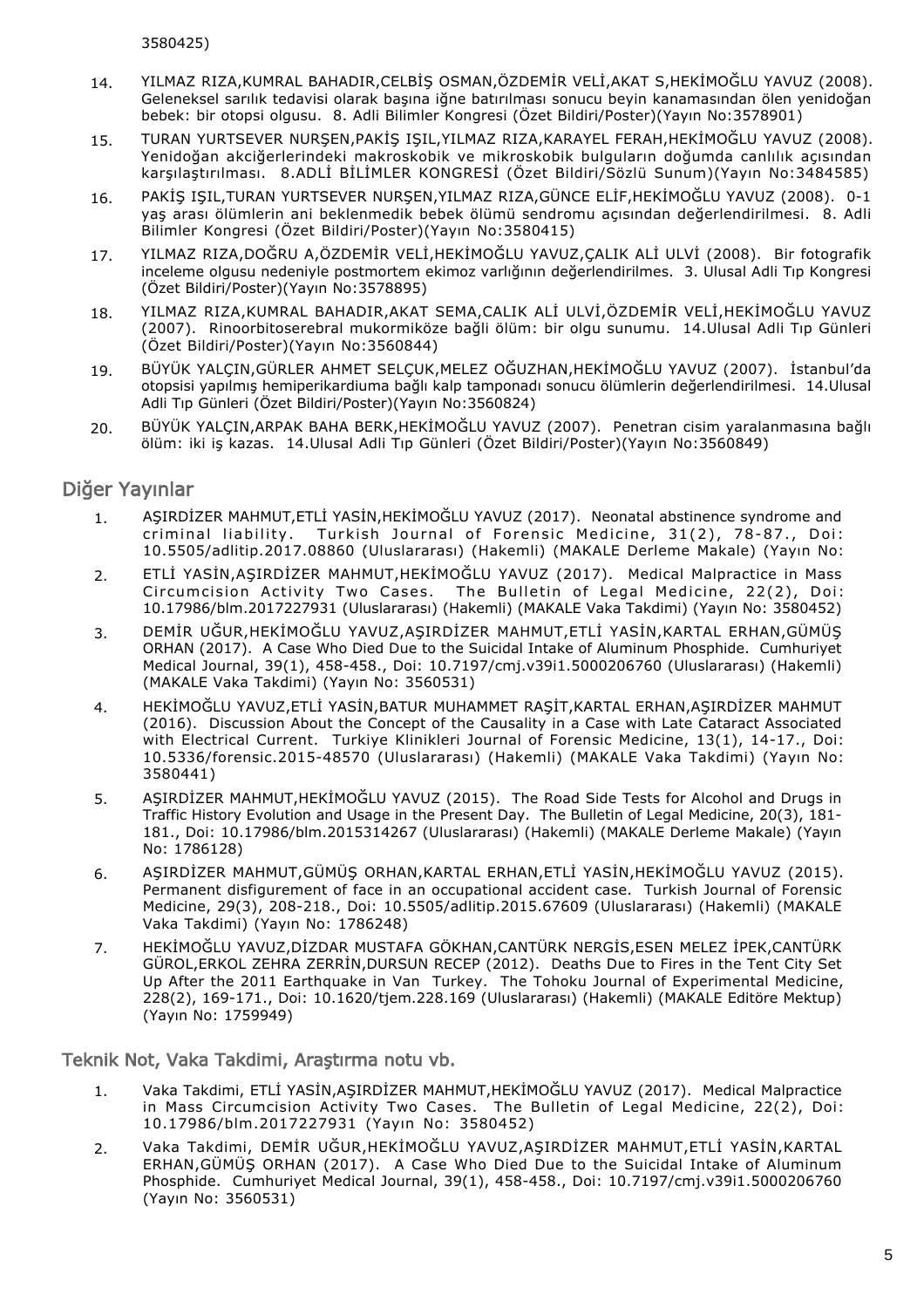3580425)

14. YILMAZ RIZA,KUMRAL BAHADIR,CELBİŞ OSMAN,ÖZDEMİR VELİ,AKAT S,HEKİMOĞLU YAVUZ (2008). Geleneksel sarılık tedavisi olarak başına iğne batırılması sonucu beyin kanamasından ölen yenidoğan bebek: bir otopsi olgusu. 8. Adli Bilimler Kongresi (Özet Bildiri/Poster)(Yayın No:3578901)
15. TURAN YURTSEVER NURŞEN,PAKİŞ IŞIL,YILMAZ RIZA,KARAYEL FERAH,HEKİMOĞLU YAVUZ (2008). Yenidoğan akciğerlerindeki makroskobik ve mikroskobik bulguların doğumda canlılık açısından karşılaştırılması. 8.ADLİ BİLİMLER KONGRESİ (Özet Bildiri/Sözlü Sunum)(Yayın No:3484585)
16. PAKİŞ IŞIL,TURAN YURTSEVER NURŞEN,YILMAZ RIZA,GÜNCE ELİF,HEKİMOĞLU YAVUZ (2008). 0-1 yaş arası ölümlerin ani beklenmedik bebek ölümü sendromu açısından değerlendirilmesi. 8. Adli Bilimler Kongresi (Özet Bildiri/Poster)(Yayın No:3580415)
17. YILMAZ RIZA,DOĞRU A,ÖZDEMİR VELİ,HEKİMOĞLU YAVUZ,ÇALIK ALİ ULVİ (2008). Bir fotografik inceleme olgusu nedeniyle postmortem ekimoz varlığının değerlendirilmes. 3. Ulusal Adli Tıp Kongresi (Özet Bildiri/Poster)(Yayın No:3578895)
18. YILMAZ RIZA,KUMRAL BAHADIR,AKAT SEMA,CALIK ALİ ULVİ,ÖZDEMİR VELİ,HEKİMOĞLU YAVUZ (2007). Rinoorbitoserebral mukormiköze bağli ölüm: bir olgu sunumu. 14.Ulusal Adli Tıp Günleri (Özet Bildiri/Poster)(Yayın No:3560844)
19. BÜYÜK YALÇIN,GÜRLER AHMET SELÇUK,MELEZ OĞUZHAN,HEKİMOĞLU YAVUZ (2007). İstanbul'da otopsisi yapılmış hemiperikardiuma bağlı kalp tamponadı sonucu ölümlerin değerlendirilmesi. 14.Ulusal Adli Tıp Günleri (Özet Bildiri/Poster)(Yayın No:3560824)
20. BÜYÜK YALÇIN,ARPAK BAHA BERK,HEKİMOĞLU YAVUZ (2007). Penetran cisim yaralanmasına bağlı ölüm: iki iş kazas. 14.Ulusal Adli Tıp Günleri (Özet Bildiri/Poster)(Yayın No:3560849)

## Diğer Yayınlar

1. AŞIRDİZER MAHMUT,ETLİ YASİN,HEKİMOĞLU YAVUZ (2017). Neonatal abstinence syndrome and criminal liability. Turkish Journal of Forensic Medicine, 31(2), 78-87., Doi: 10.5505/adlitip.2017.08860 (Uluslararası) (Hakemli) (MAKALE Derleme Makale) (Yayın No:
2. ETLİ YASİN,AŞIRDİZER MAHMUT,HEKİMOĞLU YAVUZ (2017). Medical Malpractice in Mass Circumcision Activity Two Cases. The Bulletin of Legal Medicine, 22(2), Doi: 10.17986/blm.2017227931 (Uluslararası) (Hakemli) (MAKALE Vaka Takdimi) (Yayın No: 3580452)
3. DEMİR UĞUR,HEKİMOĞLU YAVUZ,AŞIRDİZER MAHMUT,ETLİ YASİN,KARTAL ERHAN,GÜMÜŞ ORHAN (2017). A Case Who Died Due to the Suicidal Intake of Aluminum Phosphide. Cumhuriyet Medical Journal, 39(1), 458-458., Doi: 10.7197/cmj.v39i1.5000206760 (Uluslararası) (Hakemli) (MAKALE Vaka Takdimi) (Yayın No: 3560531)
4. HEKİMOĞLU YAVUZ,ETLİ YASİN,BATUR MUHAMMET RAŞİT,KARTAL ERHAN,AŞIRDİZER MAHMUT (2016). Discussion About the Concept of the Causality in a Case with Late Cataract Associated with Electrical Current. Turkiye Klinikleri Journal of Forensic Medicine, 13(1), 14-17., Doi: 10.5336/forensic.2015-48570 (Uluslararası) (Hakemli) (MAKALE Vaka Takdimi) (Yayın No: 3580441)
5. AŞIRDİZER MAHMUT,HEKİMOĞLU YAVUZ (2015). The Road Side Tests for Alcohol and Drugs in Traffic History Evolution and Usage in the Present Day. The Bulletin of Legal Medicine, 20(3), 181-181., Doi: 10.17986/blm.2015314267 (Uluslararası) (Hakemli) (MAKALE Derleme Makale) (Yayın No: 1786128)
6. AŞIRDİZER MAHMUT,GÜMÜŞ ORHAN,KARTAL ERHAN,ETLİ YASİN,HEKİMOĞLU YAVUZ (2015). Permanent disfigurement of face in an occupational accident case. Turkish Journal of Forensic Medicine, 29(3), 208-218., Doi: 10.5505/adlitip.2015.67609 (Uluslararası) (Hakemli) (MAKALE Vaka Takdimi) (Yayın No: 1786248)
7. HEKİMOĞLU YAVUZ,DİZDAR MUSTAFA GÖKHAN,CANTÜRK NERGİS,ESEN MELEZ İPEK,CANTÜRK GÜROL,ERKOL ZEHRA ZERRİN,DURSUN RECEP (2012). Deaths Due to Fires in the Tent City Set Up After the 2011 Earthquake in Van Turkey. The Tohoku Journal of Experimental Medicine, 228(2), 169-171., Doi: 10.1620/tjem.228.169 (Uluslararası) (Hakemli) (MAKALE Editöre Mektup) (Yayın No: 1759949)

## Teknik Not, Vaka Takdimi, Araştırma notu vb.

1. Vaka Takdimi, ETLİ YASİN,AŞIRDİZER MAHMUT,HEKİMOĞLU YAVUZ (2017). Medical Malpractice in Mass Circumcision Activity Two Cases. The Bulletin of Legal Medicine, 22(2), Doi: 10.17986/blm.2017227931 (Yayın No: 3580452)
2. Vaka Takdimi, DEMİR UĞUR,HEKİMOĞLU YAVUZ,AŞIRDİZER MAHMUT,ETLİ YASİN,KARTAL ERHAN,GÜMÜŞ ORHAN (2017). A Case Who Died Due to the Suicidal Intake of Aluminum Phosphide. Cumhuriyet Medical Journal, 39(1), 458-458., Doi: 10.7197/cmj.v39i1.5000206760 (Yayın No: 3560531)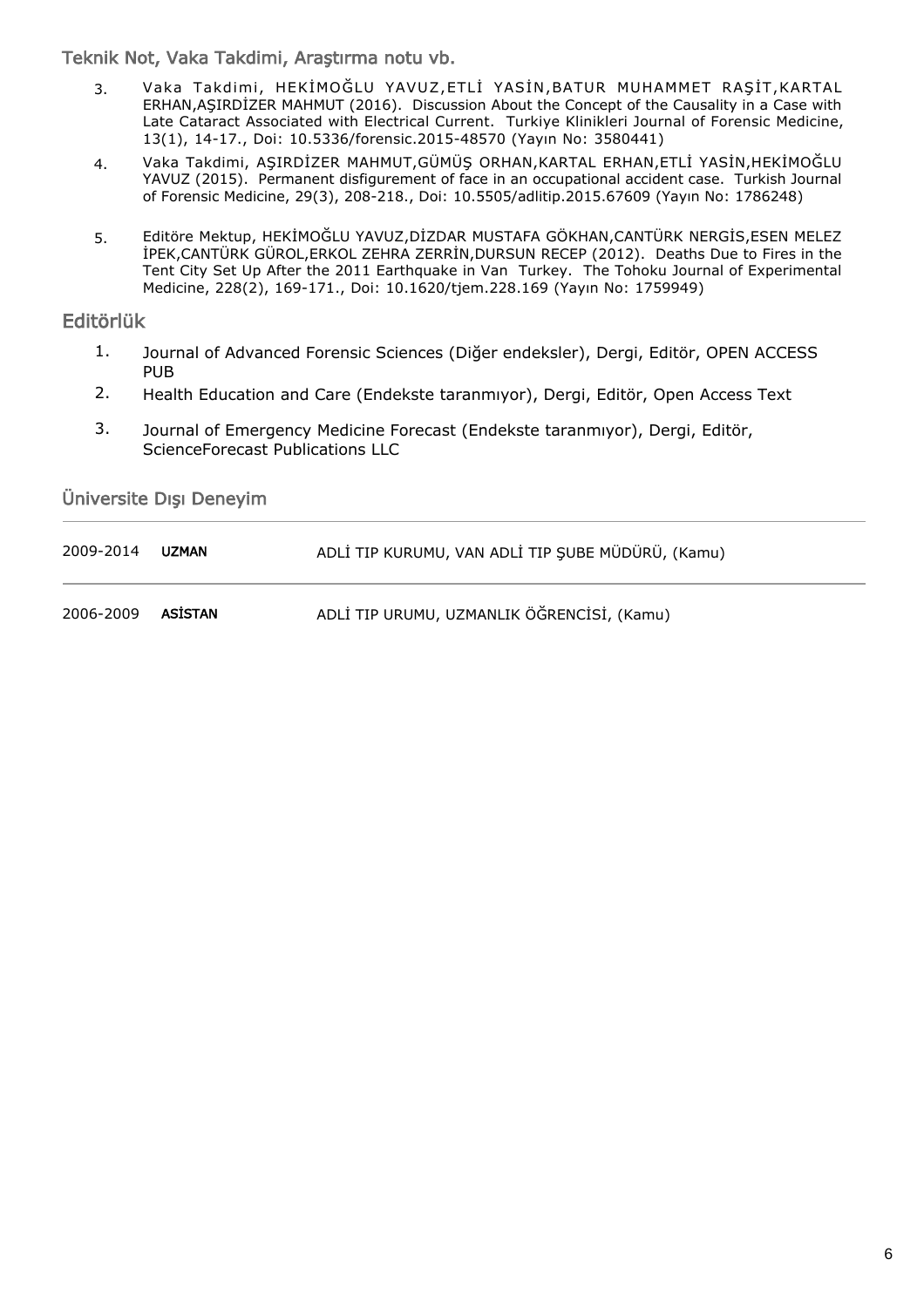## Teknik Not, Vaka Takdimi, Araştırma notu vb.

3. Vaka Takdimi, HEKİMOĞLU YAVUZ,ETLİ YASİN,BATUR MUHAMMET RAŞİT,KARTAL ERHAN,AŞIRDİZER MAHMUT (2016). Discussion About the Concept of the Causality in a Case with Late Cataract Associated with Electrical Current. Turkiye Klinikleri Journal of Forensic Medicine, 13(1), 14-17., Doi: 10.5336/forensic.2015-48570 (Yayın No: 3580441)
4. Vaka Takdimi, AŞIRDİZER MAHMUT,GÜMÜŞ ORHAN,KARTAL ERHAN,ETLİ YASİN,HEKİMOĞLU YAVUZ (2015). Permanent disfigurement of face in an occupational accident case. Turkish Journal of Forensic Medicine, 29(3), 208-218., Doi: 10.5505/adlitip.2015.67609 (Yayın No: 1786248)
5. Editöre Mektup, HEKİMOĞLU YAVUZ,DİZDAR MUSTAFA GÖKHAN,CANTÜRK NERGİS,ESEN MELEZ İPEK,CANTÜRK GÜROL,ERKOL ZEHRA ZERRİN,DURSUN RECEP (2012). Deaths Due to Fires in the Tent City Set Up After the 2011 Earthquake in Van Turkey. The Tohoku Journal of Experimental Medicine, 228(2), 169-171., Doi: 10.1620/tjem.228.169 (Yayın No: 1759949)

## Editörlük

1. Journal of Advanced Forensic Sciences (Diğer endeksler), Dergi, Editör, OPEN ACCESS PUB
2. Health Education and Care (Endekste taranmıyor), Dergi, Editör, Open Access Text
3. Journal of Emergency Medicine Forecast (Endekste taranmıyor), Dergi, Editör, ScienceForecast Publications LLC

## Üniversite Dışı Deneyim

| | | |
|---|---|---|
| 2009-2014 | **UZMAN** | ADLİ TIP KURUMU, VAN ADLİ TIP ŞUBE MÜDÜRÜ, (Kamu) |
| 2006-2009 | **ASİSTAN** | ADLİ TIP URUMU, UZMANLIK ÖĞRENCİSİ, (Kamu) |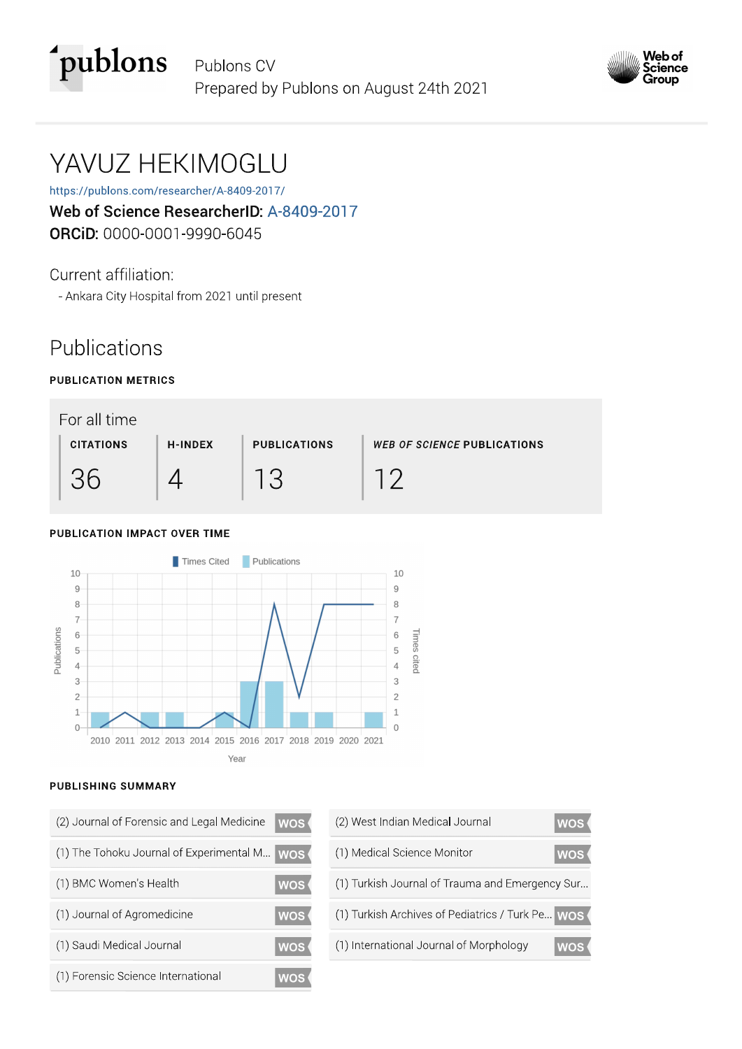publons

Publons CV
Prepared by Publons on August 24th 2021

Web of Science Group

# YAVUZ HEKIMOGLU

https://publons.com/researcher/A-8409-2017/

**Web of Science ResearcherID:** A-8409-2017

**ORCiD:** 0000-0001-9990-6045

Current affiliation:

- Ankara City Hospital from 2021 until present

## Publications

### PUBLICATION METRICS

For all time

| CITATIONS | H-INDEX | PUBLICATIONS | *WEB OF SCIENCE* PUBLICATIONS |
|---|---|---|---|
| 36 | 4 | 13 | 12 |

### PUBLICATION IMPACT OVER TIME

Times Cited
Publications

Publications
10
9
8
7
6
5
4
3
2
1
0

Times cited
10
9
8
7
6
5
4
3
2
1
0

2010 2011 2012 2013 2014 2015 2016 2017 2018 2019 2020 2021

Year

### PUBLISHING SUMMARY

- (2) Journal of Forensic and Legal Medicine WOS
- (1) The Tohoku Journal of Experimental M... WOS
- (1) BMC Women's Health WOS
- (1) Journal of Agromedicine WOS
- (1) Saudi Medical Journal WOS
- (1) Forensic Science International WOS
- (2) West Indian Medical Journal WOS
- (1) Medical Science Monitor WOS
- (1) Turkish Journal of Trauma and Emergency Sur...
- (1) Turkish Archives of Pediatrics / Turk Pe... WOS
- (1) International Journal of Morphology WOS